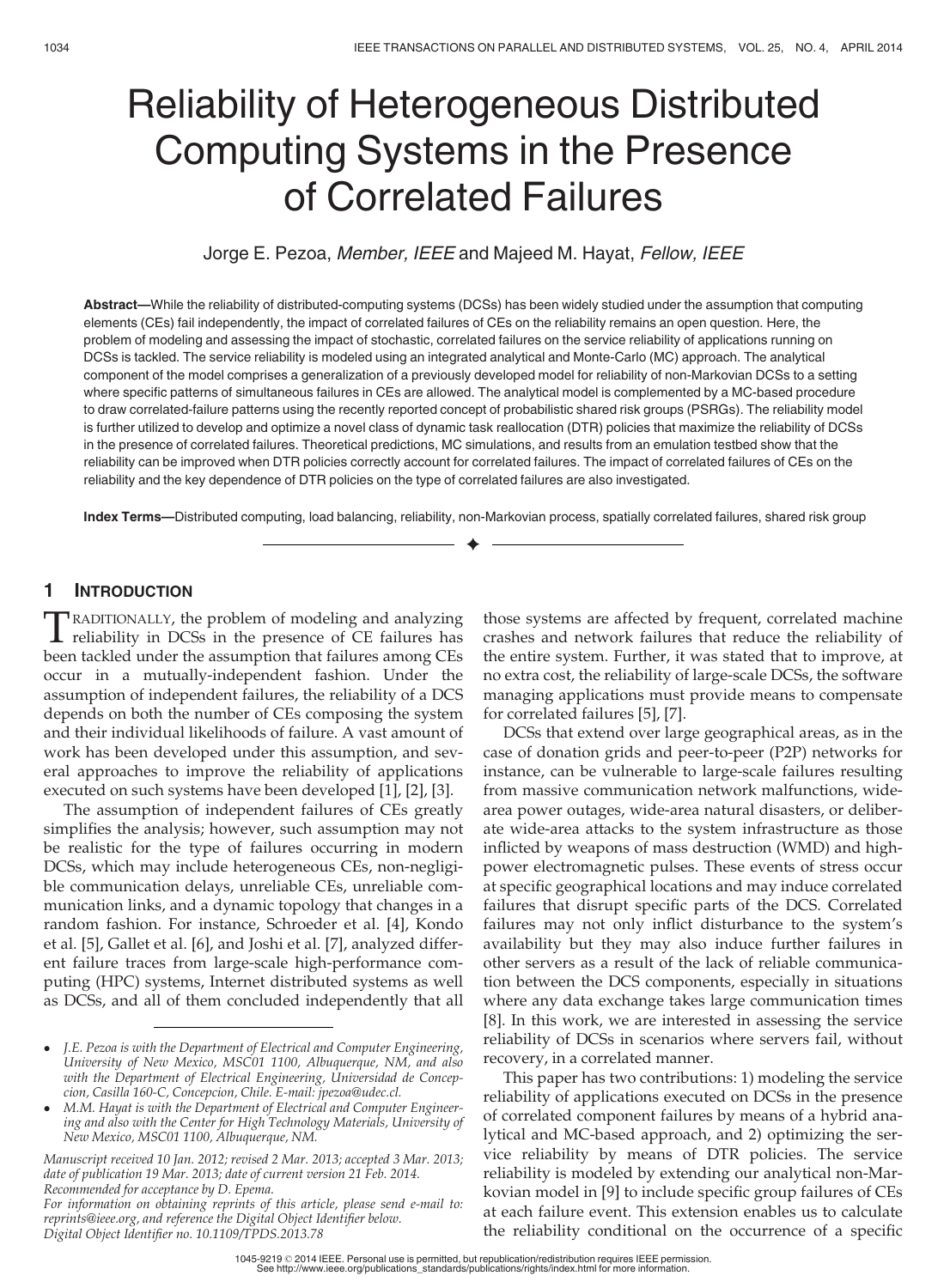# Reliability of Heterogeneous Distributed Computing Systems in the Presence of Correlated Failures

Jorge E. Pezoa, *Member, IEEE* and Majeed M. Hayat, *Fellow, IEEE*

**Abstract**—While the reliability of distributed-computing systems (DCSs) has been widely studied under the assumption that computing elements (CEs) fail independently, the impact of correlated failures of CEs on the reliability remains an open question. Here, the problem of modeling and assessing the impact of stochastic, correlated failures on the service reliability of applications running on DCSs is tackled. The service reliability is modeled using an integrated analytical and Monte-Carlo (MC) approach. The analytical component of the model comprises a generalization of a previously developed model for reliability of non-Markovian DCSs to a setting where specific patterns of simultaneous failures in CEs are allowed. The analytical model is complemented by a MC-based procedure to draw correlated-failure patterns using the recently reported concept of probabilistic shared risk groups (PSRGs). The reliability model is further utilized to develop and optimize a novel class of dynamic task reallocation (DTR) policies that maximize the reliability of DCSs in the presence of correlated failures. Theoretical predictions, MC simulations, and results from an emulation testbed show that the reliability can be improved when DTR policies correctly account for correlated failures. The impact of correlated failures of CEs on the reliability and the key dependence of DTR policies on the type of correlated failures are also investigated.

**Index Terms**—Distributed computing, load balancing, reliability, non-Markovian process, spatially correlated failures, shared risk group

## 1 Introduction

Traditionally, the problem of modeling and analyzing reliability in DCSs in the presence of CE failures has been tackled under the assumption that failures among CEs occur in a mutually-independent fashion. Under the assumption of independent failures, the reliability of a DCS depends on both the number of CEs composing the system and their individual likelihoods of failure. A vast amount of work has been developed under this assumption, and several approaches to improve the reliability of applications executed on such systems have been developed [1], [2], [3].

The assumption of independent failures of CEs greatly simplifies the analysis; however, such assumption may not be realistic for the type of failures occurring in modern DCSs, which may include heterogeneous CEs, non-negligible communication delays, unreliable CEs, unreliable communication links, and a dynamic topology that changes in a random fashion. For instance, Schroeder et al. [4], Kondo et al. [5], Gallet et al. [6], and Joshi et al. [7], analyzed different failure traces from large-scale high-performance computing (HPC) systems, Internet distributed systems as well as DCSs, and all of them concluded independently that all those systems are affected by frequent, correlated machine crashes and network failures that reduce the reliability of the entire system. Further, it was stated that to improve, at no extra cost, the reliability of large-scale DCSs, the software managing applications must provide means to compensate for correlated failures [5], [7].

DCSs that extend over large geographical areas, as in the case of donation grids and peer-to-peer (P2P) networks for instance, can be vulnerable to large-scale failures resulting from massive communication network malfunctions, wide-area power outages, wide-area natural disasters, or deliberate wide-area attacks to the system infrastructure as those inflicted by weapons of mass destruction (WMD) and high-power electromagnetic pulses. These events of stress occur at specific geographical locations and may induce correlated failures that disrupt specific parts of the DCS. Correlated failures may not only inflict disturbance to the system's availability but they may also induce further failures in other servers as a result of the lack of reliable communication between the DCS components, especially in situations where any data exchange takes large communication times [8]. In this work, we are interested in assessing the service reliability of DCSs in scenarios where servers fail, without recovery, in a correlated manner.

This paper has two contributions: 1) modeling the service reliability of applications executed on DCSs in the presence of correlated component failures by means of a hybrid analytical and MC-based approach, and 2) optimizing the service reliability by means of DTR policies. The service reliability is modeled by extending our analytical non-Markovian model in [9] to include specific group failures of CEs at each failure event. This extension enables us to calculate the reliability conditional on the occurrence of a specific

---

- *J.E. Pezoa is with the Department of Electrical and Computer Engineering, University of New Mexico, MSC01 1100, Albuquerque, NM, and also with the Department of Electrical Engineering, Universidad de Concepcion, Casilla 160-C, Concepcion, Chile. E-mail: jpezoa@udec.cl.*
- *M.M. Hayat is with the Department of Electrical and Computer Engineering and also with the Center for High Technology Materials, University of New Mexico, MSC01 1100, Albuquerque, NM.*

*Manuscript received 10 Jan. 2012; revised 2 Mar. 2013; accepted 3 Mar. 2013; date of publication 19 Mar. 2013; date of current version 21 Feb. 2014. Recommended for acceptance by D. Epema. For information on obtaining reprints of this article, please send e-mail to: reprints@ieee.org, and reference the Digital Object Identifier below. Digital Object Identifier no. 10.1109/TPDS.2013.78*

1045-9219 © 2014 IEEE. Personal use is permitted, but republication/redistribution requires IEEE permission. See http://www.ieee.org/publications_standards/publications/rights/index.html for more information.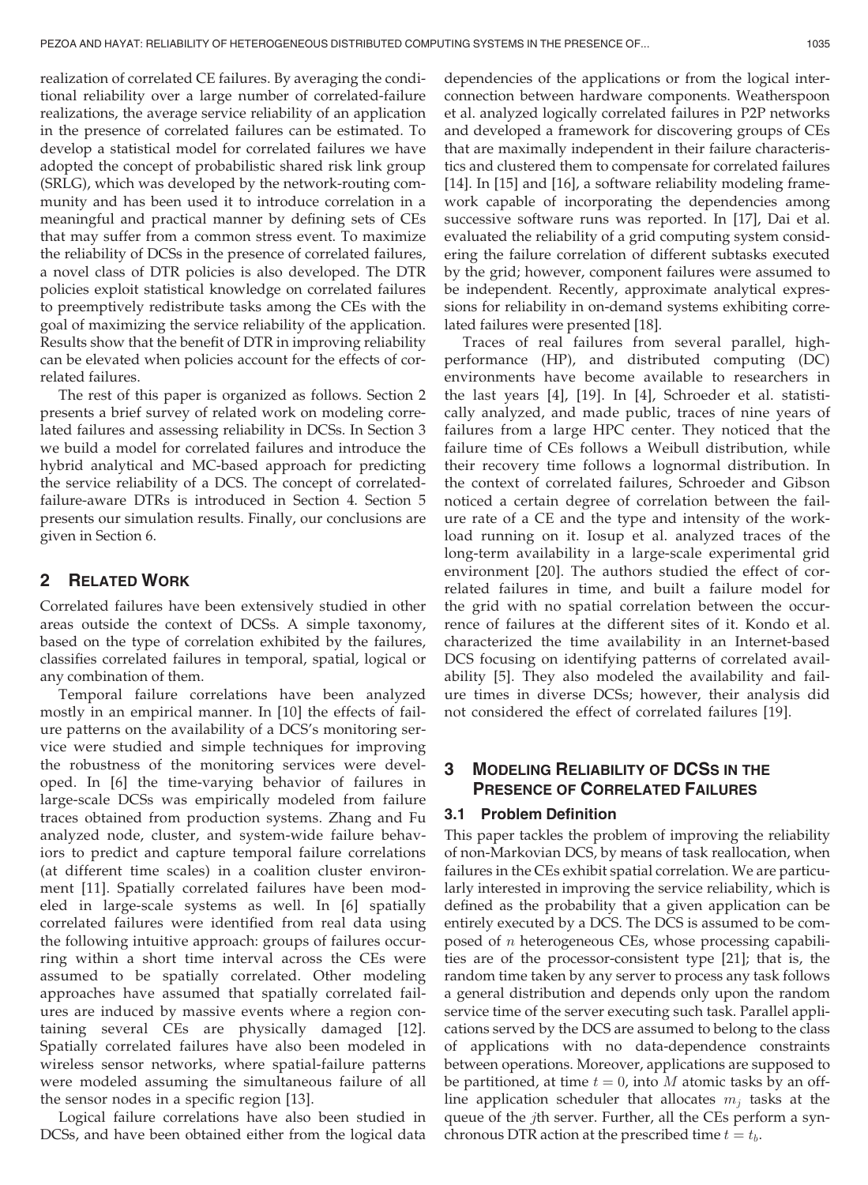realization of correlated CE failures. By averaging the conditional reliability over a large number of correlated-failure realizations, the average service reliability of an application in the presence of correlated failures can be estimated. To develop a statistical model for correlated failures we have adopted the concept of probabilistic shared risk link group (SRLG), which was developed by the network-routing community and has been used it to introduce correlation in a meaningful and practical manner by defining sets of CEs that may suffer from a common stress event. To maximize the reliability of DCSs in the presence of correlated failures, a novel class of DTR policies is also developed. The DTR policies exploit statistical knowledge on correlated failures to preemptively redistribute tasks among the CEs with the goal of maximizing the service reliability of the application. Results show that the benefit of DTR in improving reliability can be elevated when policies account for the effects of correlated failures.

The rest of this paper is organized as follows. Section 2 presents a brief survey of related work on modeling correlated failures and assessing reliability in DCSs. In Section 3 we build a model for correlated failures and introduce the hybrid analytical and MC-based approach for predicting the service reliability of a DCS. The concept of correlated-failure-aware DTRs is introduced in Section 4. Section 5 presents our simulation results. Finally, our conclusions are given in Section 6.

## 2 Related Work

Correlated failures have been extensively studied in other areas outside the context of DCSs. A simple taxonomy, based on the type of correlation exhibited by the failures, classifies correlated failures in temporal, spatial, logical or any combination of them.

Temporal failure correlations have been analyzed mostly in an empirical manner. In [10] the effects of failure patterns on the availability of a DCS's monitoring service were studied and simple techniques for improving the robustness of the monitoring services were developed. In [6] the time-varying behavior of failures in large-scale DCSs was empirically modeled from failure traces obtained from production systems. Zhang and Fu analyzed node, cluster, and system-wide failure behaviors to predict and capture temporal failure correlations (at different time scales) in a coalition cluster environment [11]. Spatially correlated failures have been modeled in large-scale systems as well. In [6] spatially correlated failures were identified from real data using the following intuitive approach: groups of failures occurring within a short time interval across the CEs were assumed to be spatially correlated. Other modeling approaches have assumed that spatially correlated failures are induced by massive events where a region containing several CEs are physically damaged [12]. Spatially correlated failures have also been modeled in wireless sensor networks, where spatial-failure patterns were modeled assuming the simultaneous failure of all the sensor nodes in a specific region [13].

Logical failure correlations have also been studied in DCSs, and have been obtained either from the logical data dependencies of the applications or from the logical interconnection between hardware components. Weatherspoon et al. analyzed logically correlated failures in P2P networks and developed a framework for discovering groups of CEs that are maximally independent in their failure characteristics and clustered them to compensate for correlated failures [14]. In [15] and [16], a software reliability modeling framework capable of incorporating the dependencies among successive software runs was reported. In [17], Dai et al. evaluated the reliability of a grid computing system considering the failure correlation of different subtasks executed by the grid; however, component failures were assumed to be independent. Recently, approximate analytical expressions for reliability in on-demand systems exhibiting correlated failures were presented [18].

Traces of real failures from several parallel, high-performance (HP), and distributed computing (DC) environments have become available to researchers in the last years [4], [19]. In [4], Schroeder et al. statistically analyzed, and made public, traces of nine years of failures from a large HPC center. They noticed that the failure time of CEs follows a Weibull distribution, while their recovery time follows a lognormal distribution. In the context of correlated failures, Schroeder and Gibson noticed a certain degree of correlation between the failure rate of a CE and the type and intensity of the workload running on it. Iosup et al. analyzed traces of the long-term availability in a large-scale experimental grid environment [20]. The authors studied the effect of correlated failures in time, and built a failure model for the grid with no spatial correlation between the occurrence of failures at the different sites of it. Kondo et al. characterized the time availability in an Internet-based DCS focusing on identifying patterns of correlated availability [5]. They also modeled the availability and failure times in diverse DCSs; however, their analysis did not considered the effect of correlated failures [19].

## 3 Modeling Reliability of DCSs in the Presence of Correlated Failures

### 3.1 Problem Definition

This paper tackles the problem of improving the reliability of non-Markovian DCS, by means of task reallocation, when failures in the CEs exhibit spatial correlation. We are particularly interested in improving the service reliability, which is defined as the probability that a given application can be entirely executed by a DCS. The DCS is assumed to be composed of $n$ heterogeneous CEs, whose processing capabilities are of the processor-consistent type [21]; that is, the random time taken by any server to process any task follows a general distribution and depends only upon the random service time of the server executing such task. Parallel applications served by the DCS are assumed to belong to the class of applications with no data-dependence constraints between operations. Moreover, applications are supposed to be partitioned, at time $t = 0$, into $M$ atomic tasks by an offline application scheduler that allocates $m_j$ tasks at the queue of the $j$th server. Further, all the CEs perform a synchronous DTR action at the prescribed time $t = t_b$.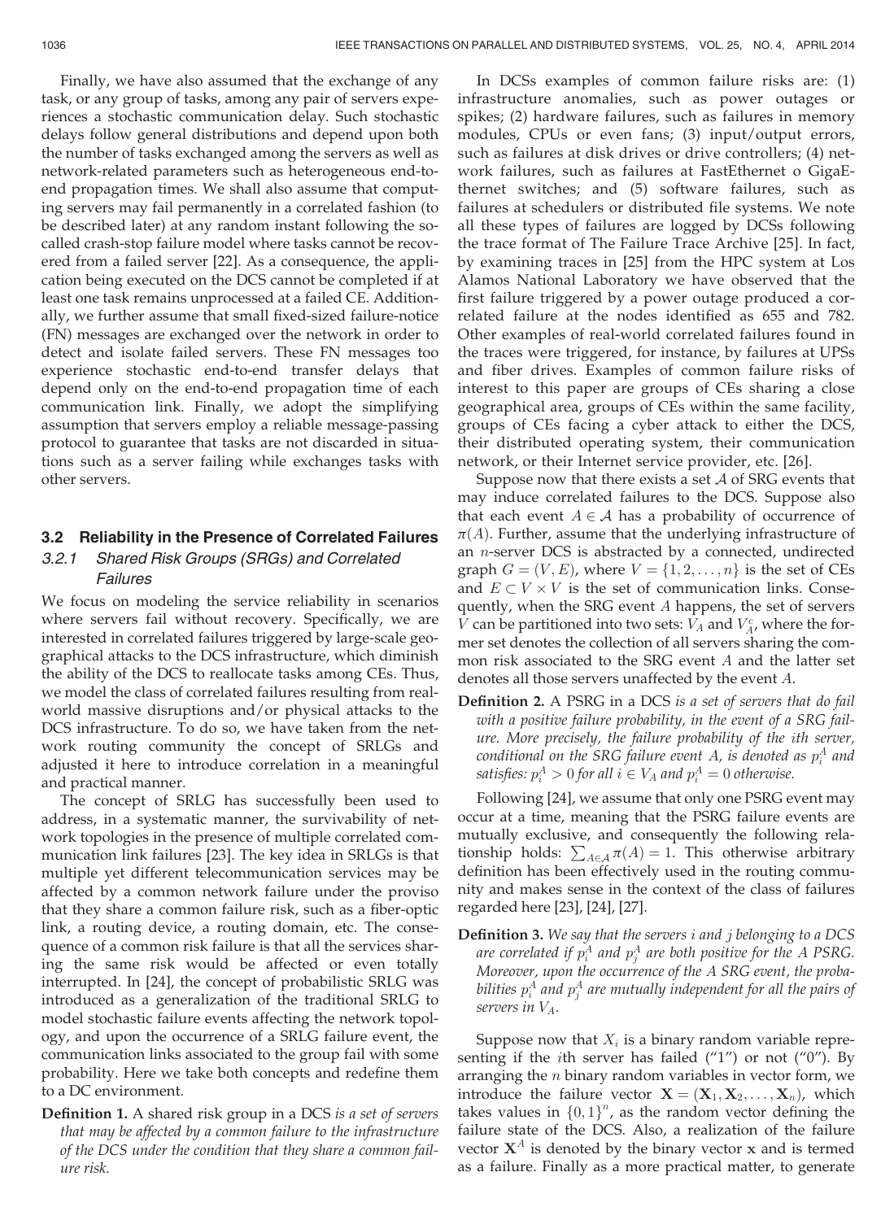Finally, we have also assumed that the exchange of any task, or any group of tasks, among any pair of servers experiences a stochastic communication delay. Such stochastic delays follow general distributions and depend upon both the number of tasks exchanged among the servers as well as network-related parameters such as heterogeneous end-to-end propagation times. We shall also assume that computing servers may fail permanently in a correlated fashion (to be described later) at any random instant following the so-called crash-stop failure model where tasks cannot be recovered from a failed server [22]. As a consequence, the application being executed on the DCS cannot be completed if at least one task remains unprocessed at a failed CE. Additionally, we further assume that small fixed-sized failure-notice (FN) messages are exchanged over the network in order to detect and isolate failed servers. These FN messages too experience stochastic end-to-end transfer delays that depend only on the end-to-end propagation time of each communication link. Finally, we adopt the simplifying assumption that servers employ a reliable message-passing protocol to guarantee that tasks are not discarded in situations such as a server failing while exchanges tasks with other servers.

### 3.2 Reliability in the Presence of Correlated Failures

#### 3.2.1 Shared Risk Groups (SRGs) and Correlated Failures

We focus on modeling the service reliability in scenarios where servers fail without recovery. Specifically, we are interested in correlated failures triggered by large-scale geographical attacks to the DCS infrastructure, which diminish the ability of the DCS to reallocate tasks among CEs. Thus, we model the class of correlated failures resulting from real-world massive disruptions and/or physical attacks to the DCS infrastructure. To do so, we have taken from the network routing community the concept of SRLGs and adjusted it here to introduce correlation in a meaningful and practical manner.

The concept of SRLG has successfully been used to address, in a systematic manner, the survivability of network topologies in the presence of multiple correlated communication link failures [23]. The key idea in SRLGs is that multiple yet different telecommunication services may be affected by a common network failure under the proviso that they share a common failure risk, such as a fiber-optic link, a routing device, a routing domain, etc. The consequence of a common risk failure is that all the services sharing the same risk would be affected or even totally interrupted. In [24], the concept of probabilistic SRLG was introduced as a generalization of the traditional SRLG to model stochastic failure events affecting the network topology, and upon the occurrence of a SRLG failure event, the communication links associated to the group fail with some probability. Here we take both concepts and redefine them to a DC environment.

**Definition 1.** A shared risk group in a DCS *is a set of servers that may be affected by a common failure to the infrastructure of the DCS under the condition that they share a common failure risk.*

In DCSs examples of common failure risks are: (1) infrastructure anomalies, such as power outages or spikes; (2) hardware failures, such as failures in memory modules, CPUs or even fans; (3) input/output errors, such as failures at disk drives or drive controllers; (4) network failures, such as failures at FastEthernet o GigaEthernet switches; and (5) software failures, such as failures at schedulers or distributed file systems. We note all these types of failures are logged by DCSs following the trace format of The Failure Trace Archive [25]. In fact, by examining traces in [25] from the HPC system at Los Alamos National Laboratory we have observed that the first failure triggered by a power outage produced a correlated failure at the nodes identified as 655 and 782. Other examples of real-world correlated failures found in the traces were triggered, for instance, by failures at UPSs and fiber drives. Examples of common failure risks of interest to this paper are groups of CEs sharing a close geographical area, groups of CEs within the same facility, groups of CEs facing a cyber attack to either the DCS, their distributed operating system, their communication network, or their Internet service provider, etc. [26].

Suppose now that there exists a set $\mathcal{A}$ of SRG events that may induce correlated failures to the DCS. Suppose also that each event $A \in \mathcal{A}$ has a probability of occurrence of $\pi(A)$. Further, assume that the underlying infrastructure of an $n$-server DCS is abstracted by a connected, undirected graph $G = (V, E)$, where $V = \{1, 2, \dots, n\}$ is the set of CEs and $E \subset V \times V$ is the set of communication links. Consequently, when the SRG event $A$ happens, the set of servers $V$ can be partitioned into two sets: $V_A$ and $V_A^c$, where the former set denotes the collection of all servers sharing the common risk associated to the SRG event $A$ and the latter set denotes all those servers unaffected by the event $A$.

**Definition 2.** A PSRG in a DCS *is a set of servers that do fail with a positive failure probability, in the event of a SRG failure. More precisely, the failure probability of the ith server, conditional on the SRG failure event A, is denoted as $p_i^A$ and satisfies: $p_i^A > 0$ for all $i \in V_A$ and $p_i^A = 0$ otherwise.*

Following [24], we assume that only one PSRG event may occur at a time, meaning that the PSRG failure events are mutually exclusive, and consequently the following relationship holds: $\sum_{A \in \mathcal{A}} \pi(A) = 1$. This otherwise arbitrary definition has been effectively used in the routing community and makes sense in the context of the class of failures regarded here [23], [24], [27].

**Definition 3.** *We say that the servers i and j belonging to a DCS are correlated if $p_i^A$ and $p_j^A$ are both positive for the A PSRG. Moreover, upon the occurrence of the A SRG event, the probabilities $p_i^A$ and $p_j^A$ are mutually independent for all the pairs of servers in $V_A$.*

Suppose now that $X_i$ is a binary random variable representing if the $i$th server has failed ("1") or not ("0"). By arranging the $n$ binary random variables in vector form, we introduce the failure vector $\mathbf{X} = (\mathbf{X}_1, \mathbf{X}_2, \dots, \mathbf{X}_n)$, which takes values in $\{0, 1\}^n$, as the random vector defining the failure state of the DCS. Also, a realization of the failure vector $\mathbf{X}^A$ is denoted by the binary vector $\mathbf{x}$ and is termed as a failure. Finally as a more practical matter, to generate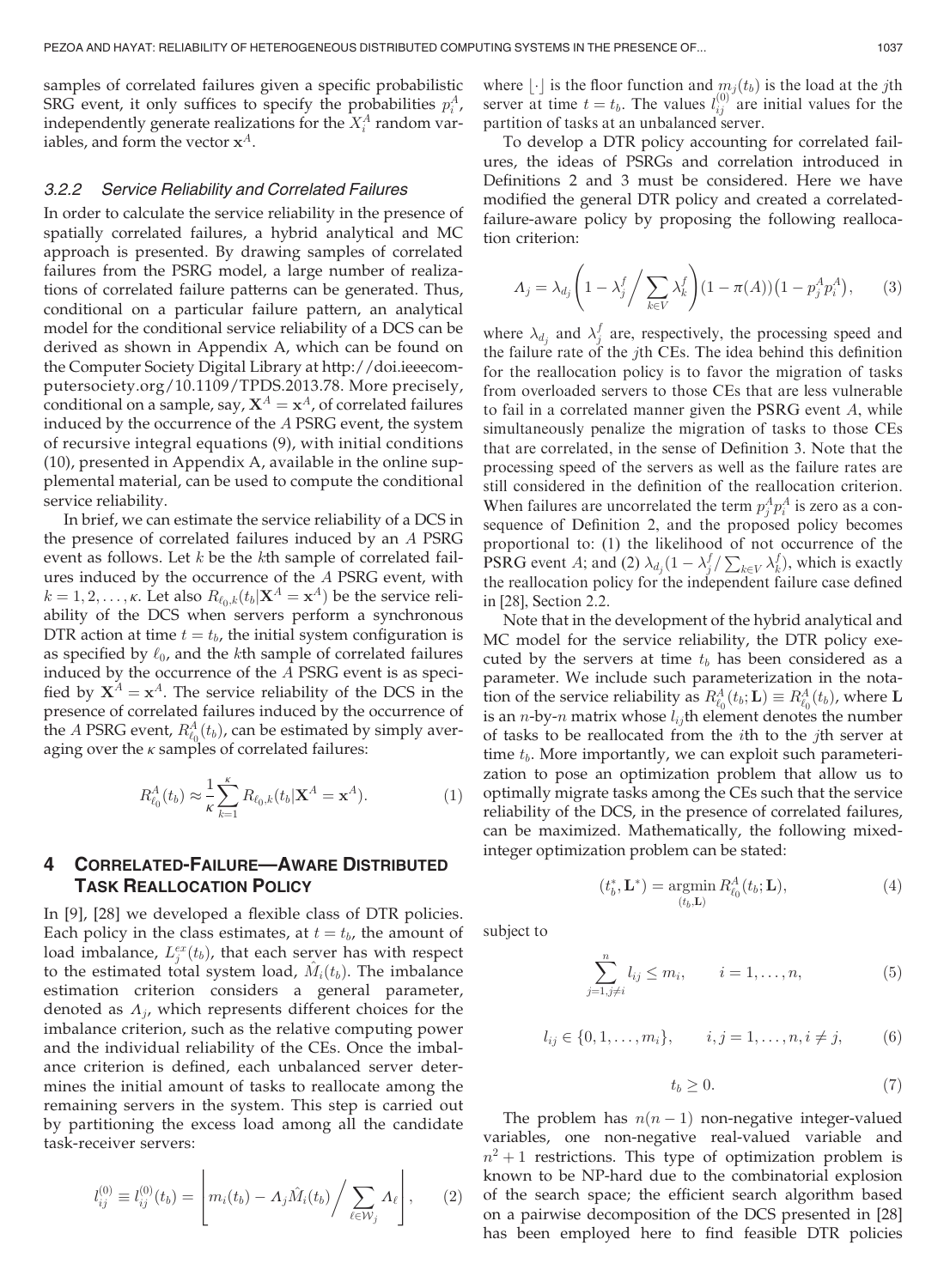samples of correlated failures given a specific probabilistic SRG event, it only suffices to specify the probabilities $p_i^A$, independently generate realizations for the $X_i^A$ random variables, and form the vector $\mathbf{x}^A$.

### 3.2.2 Service Reliability and Correlated Failures

In order to calculate the service reliability in the presence of spatially correlated failures, a hybrid analytical and MC approach is presented. By drawing samples of correlated failures from the PSRG model, a large number of realizations of correlated failure patterns can be generated. Thus, conditional on a particular failure pattern, an analytical model for the conditional service reliability of a DCS can be derived as shown in Appendix A, which can be found on the Computer Society Digital Library at http://doi.ieeecomputersociety.org/10.1109/TPDS.2013.78. More precisely, conditional on a sample, say, $\mathbf{X}^A = \mathbf{x}^A$, of correlated failures induced by the occurrence of the $A$ PSRG event, the system of recursive integral equations (9), with initial conditions (10), presented in Appendix A, available in the online supplemental material, can be used to compute the conditional service reliability.

In brief, we can estimate the service reliability of a DCS in the presence of correlated failures induced by an $A$ PSRG event as follows. Let $k$ be the $k$th sample of correlated failures induced by the occurrence of the $A$ PSRG event, with $k = 1, 2, \ldots, \kappa$. Let also $R_{\ell_0,k}(t_b|\mathbf{X}^A = \mathbf{x}^A)$ be the service reliability of the DCS when servers perform a synchronous DTR action at time $t = t_b$, the initial system configuration is as specified by $\ell_0$, and the $k$th sample of correlated failures induced by the occurrence of the $A$ PSRG event is as specified by $\mathbf{X}^A = \mathbf{x}^A$. The service reliability of the DCS in the presence of correlated failures induced by the occurrence of the $A$ PSRG event, $R^A_{\ell_0}(t_b)$, can be estimated by simply averaging over the $\kappa$ samples of correlated failures:

$$R^A_{\ell_0}(t_b) \approx \frac{1}{\kappa}\sum_{k=1}^{\kappa} R_{\ell_0,k}(t_b|\mathbf{X}^A = \mathbf{x}^A). \tag{1}$$

## 4 Correlated-Failure—Aware Distributed Task Reallocation Policy

In [9], [28] we developed a flexible class of DTR policies. Each policy in the class estimates, at $t = t_b$, the amount of load imbalance, $L_j^{ex}(t_b)$, that each server has with respect to the estimated total system load, $\hat{M}_i(t_b)$. The imbalance estimation criterion considers a general parameter, denoted as $\Lambda_j$, which represents different choices for the imbalance criterion, such as the relative computing power and the individual reliability of the CEs. Once the imbalance criterion is defined, each unbalanced server determines the initial amount of tasks to reallocate among the remaining servers in the system. This step is carried out by partitioning the excess load among all the candidate task-receiver servers:

$$l_{ij}^{(0)} \equiv l_{ij}^{(0)}(t_b) = \left\lfloor m_i(t_b) - \Lambda_j \hat{M}_i(t_b) \middle/ \sum_{\ell \in \mathcal{W}_j} \Lambda_\ell \right\rfloor, \tag{2}$$

where $\lfloor\cdot\rfloor$ is the floor function and $m_j(t_b)$ is the load at the $j$th server at time $t = t_b$. The values $l_{ij}^{(0)}$ are initial values for the partition of tasks at an unbalanced server.

To develop a DTR policy accounting for correlated failures, the ideas of PSRGs and correlation introduced in Definitions 2 and 3 must be considered. Here we have modified the general DTR policy and created a correlated-failure-aware policy by proposing the following reallocation criterion:

$$\Lambda_j = \lambda_{d_j}\left(1 - \lambda_j^f \middle/ \sum_{k\in V}\lambda_k^f\right)(1 - \pi(A))\left(1 - p_j^A p_i^A\right), \tag{3}$$

where $\lambda_{d_j}$ and $\lambda_j^f$ are, respectively, the processing speed and the failure rate of the $j$th CEs. The idea behind this definition for the reallocation policy is to favor the migration of tasks from overloaded servers to those CEs that are less vulnerable to fail in a correlated manner given the PSRG event $A$, while simultaneously penalize the migration of tasks to those CEs that are correlated, in the sense of Definition 3. Note that the processing speed of the servers as well as the failure rates are still considered in the definition of the reallocation criterion. When failures are uncorrelated the term $p_j^A p_i^A$ is zero as a consequence of Definition 2, and the proposed policy becomes proportional to: (1) the likelihood of not occurrence of the PSRG event $A$; and (2) $\lambda_{d_j}(1 - \lambda_j^f / \sum_{k\in V}\lambda_k^f)$, which is exactly the reallocation policy for the independent failure case defined in [28], Section 2.2.

Note that in the development of the hybrid analytical and MC model for the service reliability, the DTR policy executed by the servers at time $t_b$ has been considered as a parameter. We include such parameterization in the notation of the service reliability as $R^A_{\ell_0}(t_b; \mathbf{L}) \equiv R^A_{\ell_0}(t_b)$, where $\mathbf{L}$ is an $n$-by-$n$ matrix whose $l_{ij}$th element denotes the number of tasks to be reallocated from the $i$th to the $j$th server at time $t_b$. More importantly, we can exploit such parameterization to pose an optimization problem that allow us to optimally migrate tasks among the CEs such that the service reliability of the DCS, in the presence of correlated failures, can be maximized. Mathematically, the following mixed-integer optimization problem can be stated:

$$(t_b^*, \mathbf{L}^*) = \underset{(t_b, \mathbf{L})}{\operatorname{argmin}}\, R^A_{\ell_0}(t_b; \mathbf{L}), \tag{4}$$

subject to

$$\sum_{j=1, j\neq i}^{n} l_{ij} \leq m_i, \qquad i = 1, \ldots, n, \tag{5}$$

$$l_{ij} \in \{0, 1, \ldots, m_i\}, \qquad i, j = 1, \ldots, n, i \neq j, \tag{6}$$

$$t_b \geq 0. \tag{7}$$

The problem has $n(n-1)$ non-negative integer-valued variables, one non-negative real-valued variable and $n^2 + 1$ restrictions. This type of optimization problem is known to be NP-hard due to the combinatorial explosion of the search space; the efficient search algorithm based on a pairwise decomposition of the DCS presented in [28] has been employed here to find feasible DTR policies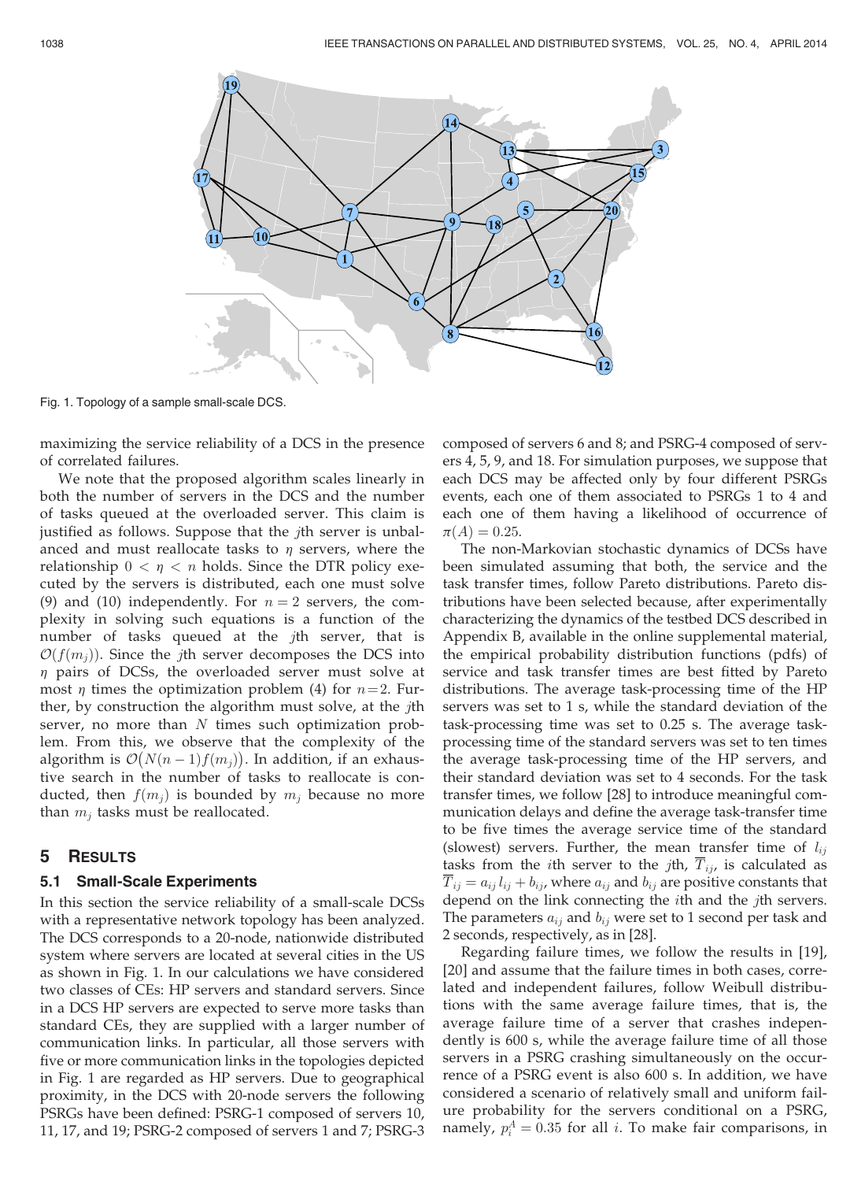Fig. 1. Topology of a sample small-scale DCS.

maximizing the service reliability of a DCS in the presence of correlated failures.

We note that the proposed algorithm scales linearly in both the number of servers in the DCS and the number of tasks queued at the overloaded server. This claim is justified as follows. Suppose that the $j$th server is unbalanced and must reallocate tasks to $\eta$ servers, where the relationship $0 < \eta < n$ holds. Since the DTR policy executed by the servers is distributed, each one must solve (9) and (10) independently. For $n = 2$ servers, the complexity in solving such equations is a function of the number of tasks queued at the $j$th server, that is $\mathcal{O}(f(m_j))$. Since the $j$th server decomposes the DCS into $\eta$ pairs of DCSs, the overloaded server must solve at most $\eta$ times the optimization problem (4) for $n=2$. Further, by construction the algorithm must solve, at the $j$th server, no more than $N$ times such optimization problem. From this, we observe that the complexity of the algorithm is $\mathcal{O}\big(N(n-1)f(m_j)\big)$. In addition, if an exhaustive search in the number of tasks to reallocate is conducted, then $f(m_j)$ is bounded by $m_j$ because no more than $m_j$ tasks must be reallocated.

## 5 Results

### 5.1 Small-Scale Experiments

In this section the service reliability of a small-scale DCSs with a representative network topology has been analyzed. The DCS corresponds to a 20-node, nationwide distributed system where servers are located at several cities in the US as shown in Fig. 1. In our calculations we have considered two classes of CEs: HP servers and standard servers. Since in a DCS HP servers are expected to serve more tasks than standard CEs, they are supplied with a larger number of communication links. In particular, all those servers with five or more communication links in the topologies depicted in Fig. 1 are regarded as HP servers. Due to geographical proximity, in the DCS with 20-node servers the following PSRGs have been defined: PSRG-1 composed of servers 10, 11, 17, and 19; PSRG-2 composed of servers 1 and 7; PSRG-3 composed of servers 6 and 8; and PSRG-4 composed of servers 4, 5, 9, and 18. For simulation purposes, we suppose that each DCS may be affected only by four different PSRGs events, each one of them associated to PSRGs 1 to 4 and each one of them having a likelihood of occurrence of $\pi(A) = 0.25$.

The non-Markovian stochastic dynamics of DCSs have been simulated assuming that both, the service and the task transfer times, follow Pareto distributions. Pareto distributions have been selected because, after experimentally characterizing the dynamics of the testbed DCS described in Appendix B, available in the online supplemental material, the empirical probability distribution functions (pdfs) of service and task transfer times are best fitted by Pareto distributions. The average task-processing time of the HP servers was set to 1 s, while the standard deviation of the task-processing time was set to 0.25 s. The average task-processing time of the standard servers was set to ten times the average task-processing time of the HP servers, and their standard deviation was set to 4 seconds. For the task transfer times, we follow [28] to introduce meaningful communication delays and define the average task-transfer time to be five times the average service time of the standard (slowest) servers. Further, the mean transfer time of $l_{ij}$ tasks from the $i$th server to the $j$th, $\overline{T}_{ij}$, is calculated as $\overline{T}_{ij} = a_{ij}\,l_{ij} + b_{ij}$, where $a_{ij}$ and $b_{ij}$ are positive constants that depend on the link connecting the $i$th and the $j$th servers. The parameters $a_{ij}$ and $b_{ij}$ were set to 1 second per task and 2 seconds, respectively, as in [28].

Regarding failure times, we follow the results in [19], [20] and assume that the failure times in both cases, correlated and independent failures, follow Weibull distributions with the same average failure times, that is, the average failure time of a server that crashes independently is 600 s, while the average failure time of all those servers in a PSRG crashing simultaneously on the occurrence of a PSRG event is also 600 s. In addition, we have considered a scenario of relatively small and uniform failure probability for the servers conditional on a PSRG, namely, $p_i^A = 0.35$ for all $i$. To make fair comparisons, in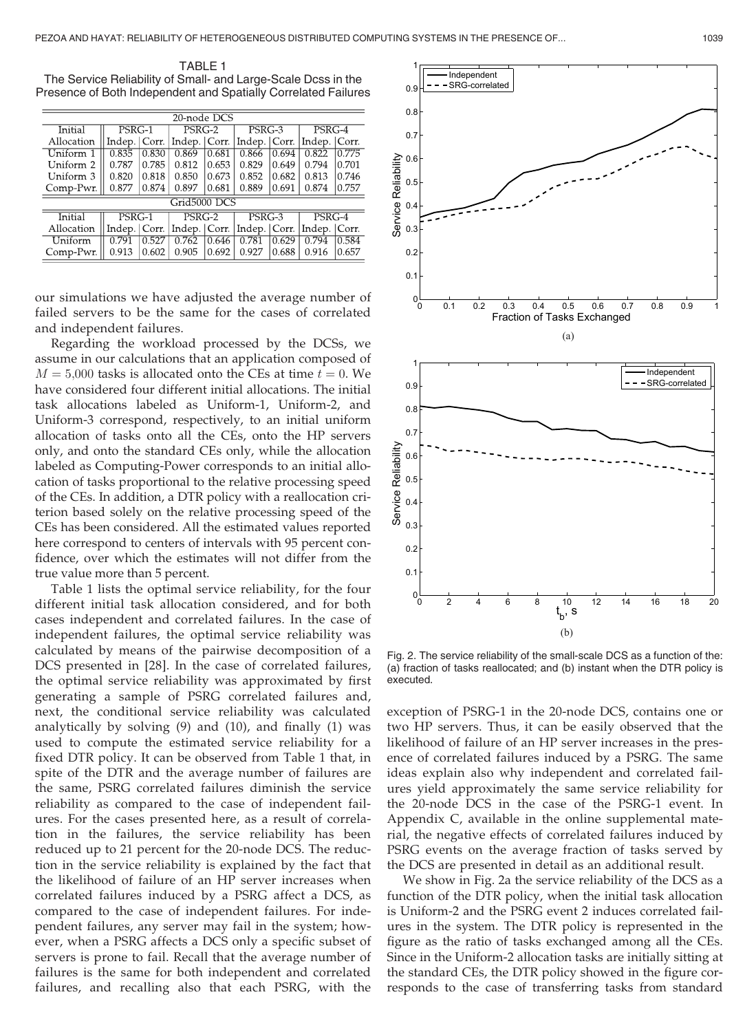TABLE 1
The Service Reliability of Small- and Large-Scale Dcss in the Presence of Both Independent and Spatially Correlated Failures

| 20-node DCS | | | | | | | | |
|---|---|---|---|---|---|---|---|---|
| Initial | PSRG-1 | | PSRG-2 | | PSRG-3 | | PSRG-4 | |
| Allocation | Indep. | Corr. | Indep. | Corr. | Indep. | Corr. | Indep. | Corr. |
| Uniform 1 | 0.835 | 0.830 | 0.869 | 0.681 | 0.866 | 0.694 | 0.822 | 0.775 |
| Uniform 2 | 0.787 | 0.785 | 0.812 | 0.653 | 0.829 | 0.649 | 0.794 | 0.701 |
| Uniform 3 | 0.820 | 0.818 | 0.850 | 0.673 | 0.852 | 0.682 | 0.813 | 0.746 |
| Comp-Pwr. | 0.877 | 0.874 | 0.897 | 0.681 | 0.889 | 0.691 | 0.874 | 0.757 |

| Grid5000 DCS | | | | | | | | |
|---|---|---|---|---|---|---|---|---|
| Initial | PSRG-1 | | PSRG-2 | | PSRG-3 | | PSRG-4 | |
| Allocation | Indep. | Corr. | Indep. | Corr. | Indep. | Corr. | Indep. | Corr. |
| Uniform | 0.791 | 0.527 | 0.762 | 0.646 | 0.781 | 0.629 | 0.794 | 0.584 |
| Comp-Pwr. | 0.913 | 0.602 | 0.905 | 0.692 | 0.927 | 0.688 | 0.916 | 0.657 |

our simulations we have adjusted the average number of failed servers to be the same for the cases of correlated and independent failures.

Regarding the workload processed by the DCSs, we assume in our calculations that an application composed of $M = 5{,}000$ tasks is allocated onto the CEs at time $t = 0$. We have considered four different initial allocations. The initial task allocations labeled as Uniform-1, Uniform-2, and Uniform-3 correspond, respectively, to an initial uniform allocation of tasks onto all the CEs, onto the HP servers only, and onto the standard CEs only, while the allocation labeled as Computing-Power corresponds to an initial allocation of tasks proportional to the relative processing speed of the CEs. In addition, a DTR policy with a reallocation criterion based solely on the relative processing speed of the CEs has been considered. All the estimated values reported here correspond to centers of intervals with 95 percent confidence, over which the estimates will not differ from the true value more than 5 percent.

Table 1 lists the optimal service reliability, for the four different initial task allocation considered, and for both cases independent and correlated failures. In the case of independent failures, the optimal service reliability was calculated by means of the pairwise decomposition of a DCS presented in [28]. In the case of correlated failures, the optimal service reliability was approximated by first generating a sample of PSRG correlated failures and, next, the conditional service reliability was calculated analytically by solving (9) and (10), and finally (1) was used to compute the estimated service reliability for a fixed DTR policy. It can be observed from Table 1 that, in spite of the DTR and the average number of failures are the same, PSRG correlated failures diminish the service reliability as compared to the case of independent failures. For the cases presented here, as a result of correlation in the failures, the service reliability has been reduced up to 21 percent for the 20-node DCS. The reduction in the service reliability is explained by the fact that the likelihood of failure of an HP server increases when correlated failures induced by a PSRG affect a DCS, as compared to the case of independent failures. For independent failures, any server may fail in the system; however, when a PSRG affects a DCS only a specific subset of servers is prone to fail. Recall that the average number of failures is the same for both independent and correlated failures, and recalling also that each PSRG, with the exception of PSRG-1 in the 20-node DCS, contains one or two HP servers. Thus, it can be easily observed that the likelihood of failure of an HP server increases in the presence of correlated failures induced by a PSRG. The same ideas explain also why independent and correlated failures yield approximately the same service reliability for the 20-node DCS in the case of the PSRG-1 event. In Appendix C, available in the online supplemental material, the negative effects of correlated failures induced by PSRG events on the average fraction of tasks served by the DCS are presented in detail as an additional result.

Fig. 2. The service reliability of the small-scale DCS as a function of the: (a) fraction of tasks reallocated; and (b) instant when the DTR policy is executed.

We show in Fig. 2a the service reliability of the DCS as a function of the DTR policy, when the initial task allocation is Uniform-2 and the PSRG event 2 induces correlated failures in the system. The DTR policy is represented in the figure as the ratio of tasks exchanged among all the CEs. Since in the Uniform-2 allocation tasks are initially sitting at the standard CEs, the DTR policy showed in the figure corresponds to the case of transferring tasks from standard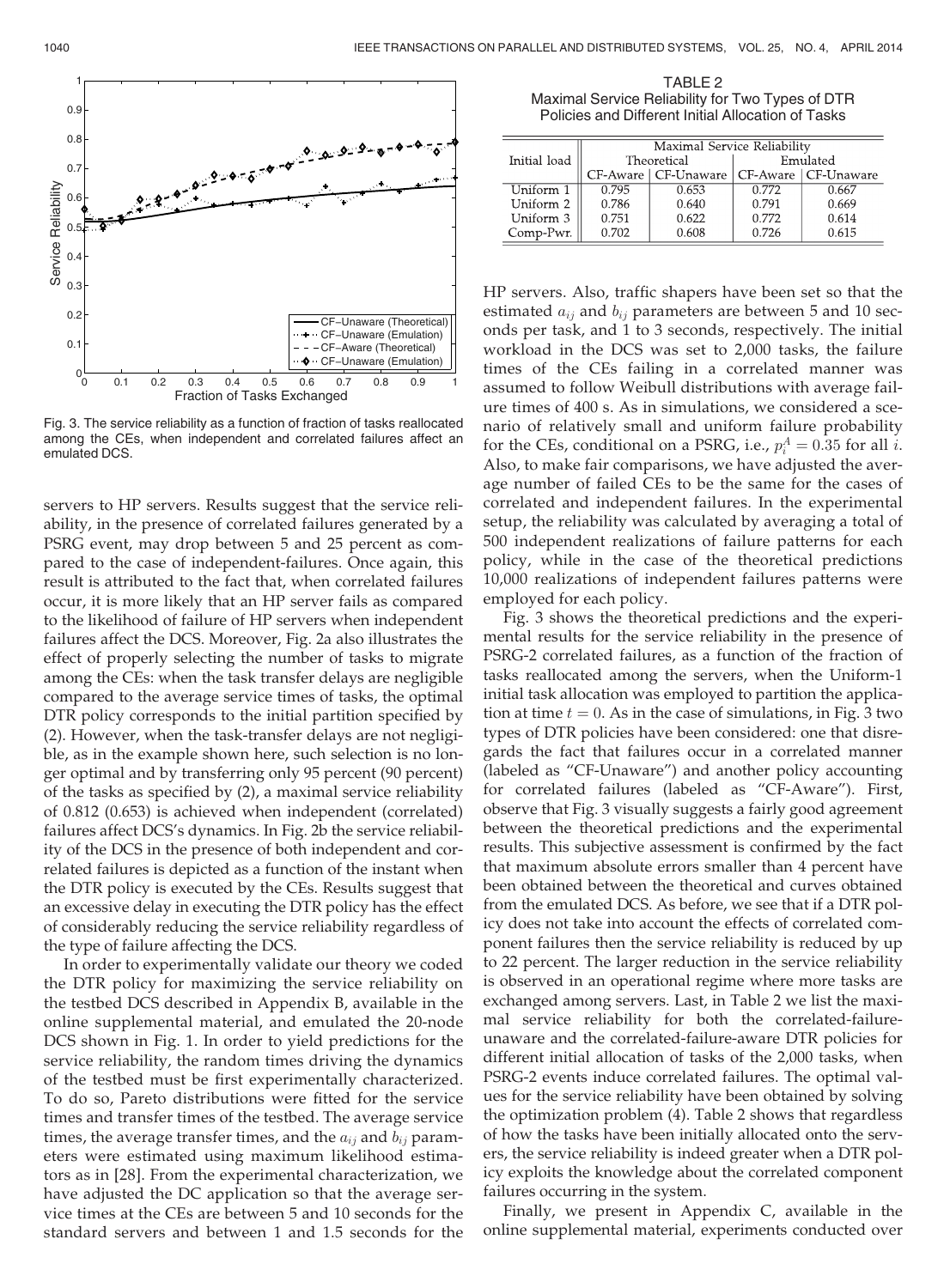Fig. 3. The service reliability as a function of fraction of tasks reallocated among the CEs, when independent and correlated failures affect an emulated DCS.

servers to HP servers. Results suggest that the service reliability, in the presence of correlated failures generated by a PSRG event, may drop between 5 and 25 percent as compared to the case of independent-failures. Once again, this result is attributed to the fact that, when correlated failures occur, it is more likely that an HP server fails as compared to the likelihood of failure of HP servers when independent failures affect the DCS. Moreover, Fig. 2a also illustrates the effect of properly selecting the number of tasks to migrate among the CEs: when the task transfer delays are negligible compared to the average service times of tasks, the optimal DTR policy corresponds to the initial partition specified by (2). However, when the task-transfer delays are not negligible, as in the example shown here, such selection is no longer optimal and by transferring only 95 percent (90 percent) of the tasks as specified by (2), a maximal service reliability of 0.812 (0.653) is achieved when independent (correlated) failures affect DCS's dynamics. In Fig. 2b the service reliability of the DCS in the presence of both independent and correlated failures is depicted as a function of the instant when the DTR policy is executed by the CEs. Results suggest that an excessive delay in executing the DTR policy has the effect of considerably reducing the service reliability regardless of the type of failure affecting the DCS.

In order to experimentally validate our theory we coded the DTR policy for maximizing the service reliability on the testbed DCS described in Appendix B, available in the online supplemental material, and emulated the 20-node DCS shown in Fig. 1. In order to yield predictions for the service reliability, the random times driving the dynamics of the testbed must be first experimentally characterized. To do so, Pareto distributions were fitted for the service times and transfer times of the testbed. The average service times, the average transfer times, and the $a_{ij}$ and $b_{ij}$ parameters were estimated using maximum likelihood estimators as in [28]. From the experimental characterization, we have adjusted the DC application so that the average service times at the CEs are between 5 and 10 seconds for the standard servers and between 1 and 1.5 seconds for the HP servers. Also, traffic shapers have been set so that the estimated $a_{ij}$ and $b_{ij}$ parameters are between 5 and 10 seconds per task, and 1 to 3 seconds, respectively. The initial workload in the DCS was set to 2,000 tasks, the failure times of the CEs failing in a correlated manner was assumed to follow Weibull distributions with average failure times of 400 s. As in simulations, we considered a scenario of relatively small and uniform failure probability for the CEs, conditional on a PSRG, i.e., $p_i^A = 0.35$ for all $i$. Also, to make fair comparisons, we have adjusted the average number of failed CEs to be the same for the cases of correlated and independent failures. In the experimental setup, the reliability was calculated by averaging a total of 500 independent realizations of failure patterns for each policy, while in the case of the theoretical predictions 10,000 realizations of independent failures patterns were employed for each policy.

TABLE 2
Maximal Service Reliability for Two Types of DTR Policies and Different Initial Allocation of Tasks

| Initial load | Maximal Service Reliability | | | |
|---|---|---|---|---|
| | Theoretical | | Emulated | |
| | CF-Aware | CF-Unaware | CF-Aware | CF-Unaware |
| Uniform 1 | 0.795 | 0.653 | 0.772 | 0.667 |
| Uniform 2 | 0.786 | 0.640 | 0.791 | 0.669 |
| Uniform 3 | 0.751 | 0.622 | 0.772 | 0.614 |
| Comp-Pwr. | 0.702 | 0.608 | 0.726 | 0.615 |

Fig. 3 shows the theoretical predictions and the experimental results for the service reliability in the presence of PSRG-2 correlated failures, as a function of the fraction of tasks reallocated among the servers, when the Uniform-1 initial task allocation was employed to partition the application at time $t = 0$. As in the case of simulations, in Fig. 3 two types of DTR policies have been considered: one that disregards the fact that failures occur in a correlated manner (labeled as "CF-Unaware") and another policy accounting for correlated failures (labeled as "CF-Aware"). First, observe that Fig. 3 visually suggests a fairly good agreement between the theoretical predictions and the experimental results. This subjective assessment is confirmed by the fact that maximum absolute errors smaller than 4 percent have been obtained between the theoretical and curves obtained from the emulated DCS. As before, we see that if a DTR policy does not take into account the effects of correlated component failures then the service reliability is reduced by up to 22 percent. The larger reduction in the service reliability is observed in an operational regime where more tasks are exchanged among servers. Last, in Table 2 we list the maximal service reliability for both the correlated-failure-unaware and the correlated-failure-aware DTR policies for different initial allocation of tasks of the 2,000 tasks, when PSRG-2 events induce correlated failures. The optimal values for the service reliability have been obtained by solving the optimization problem (4). Table 2 shows that regardless of how the tasks have been initially allocated onto the servers, the service reliability is indeed greater when a DTR policy exploits the knowledge about the correlated component failures occurring in the system.

Finally, we present in Appendix C, available in the online supplemental material, experiments conducted over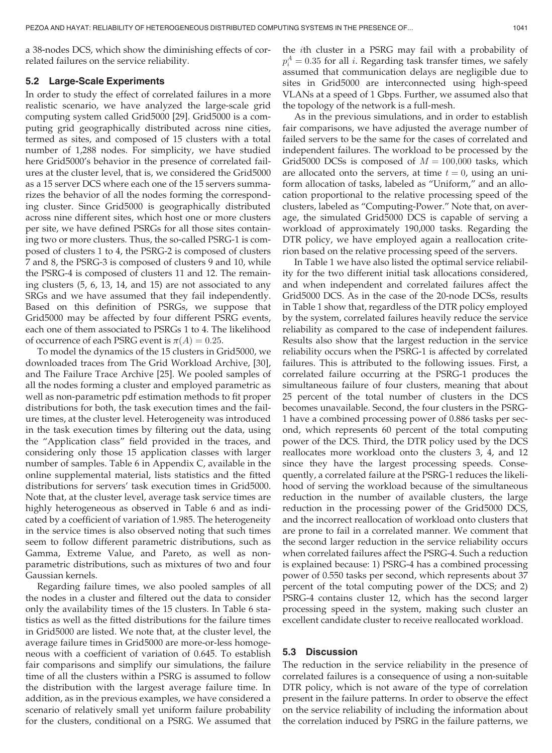a 38-nodes DCS, which show the diminishing effects of correlated failures on the service reliability.

### 5.2 Large-Scale Experiments

In order to study the effect of correlated failures in a more realistic scenario, we have analyzed the large-scale grid computing system called Grid5000 [29]. Grid5000 is a computing grid geographically distributed across nine cities, termed as sites, and composed of 15 clusters with a total number of 1,288 nodes. For simplicity, we have studied here Grid5000's behavior in the presence of correlated failures at the cluster level, that is, we considered the Grid5000 as a 15 server DCS where each one of the 15 servers summarizes the behavior of all the nodes forming the corresponding cluster. Since Grid5000 is geographically distributed across nine different sites, which host one or more clusters per site, we have defined PSRGs for all those sites containing two or more clusters. Thus, the so-called PSRG-1 is composed of clusters 1 to 4, the PSRG-2 is composed of clusters 7 and 8, the PSRG-3 is composed of clusters 9 and 10, while the PSRG-4 is composed of clusters 11 and 12. The remaining clusters (5, 6, 13, 14, and 15) are not associated to any SRGs and we have assumed that they fail independently. Based on this definition of PSRGs, we suppose that Grid5000 may be affected by four different PSRG events, each one of them associated to PSRGs 1 to 4. The likelihood of occurrence of each PSRG event is $\pi(A) = 0.25$.

To model the dynamics of the 15 clusters in Grid5000, we downloaded traces from The Grid Workload Archive, [30], and The Failure Trace Archive [25]. We pooled samples of all the nodes forming a cluster and employed parametric as well as non-parametric pdf estimation methods to fit proper distributions for both, the task execution times and the failure times, at the cluster level. Heterogeneity was introduced in the task execution times by filtering out the data, using the "Application class" field provided in the traces, and considering only those 15 application classes with larger number of samples. Table 6 in Appendix C, available in the online supplemental material, lists statistics and the fitted distributions for servers' task execution times in Grid5000. Note that, at the cluster level, average task service times are highly heterogeneous as observed in Table 6 and as indicated by a coefficient of variation of 1.985. The heterogeneity in the service times is also observed noting that such times seem to follow different parametric distributions, such as Gamma, Extreme Value, and Pareto, as well as non-parametric distributions, such as mixtures of two and four Gaussian kernels.

Regarding failure times, we also pooled samples of all the nodes in a cluster and filtered out the data to consider only the availability times of the 15 clusters. In Table 6 statistics as well as the fitted distributions for the failure times in Grid5000 are listed. We note that, at the cluster level, the average failure times in Grid5000 are more-or-less homogeneous with a coefficient of variation of 0.645. To establish fair comparisons and simplify our simulations, the failure time of all the clusters within a PSRG is assumed to follow the distribution with the largest average failure time. In addition, as in the previous examples, we have considered a scenario of relatively small yet uniform failure probability for the clusters, conditional on a PSRG. We assumed that the $i$th cluster in a PSRG may fail with a probability of $p_i^A = 0.35$ for all $i$. Regarding task transfer times, we safely assumed that communication delays are negligible due to sites in Grid5000 are interconnected using high-speed VLANs at a speed of 1 Gbps. Further, we assumed also that the topology of the network is a full-mesh.

As in the previous simulations, and in order to establish fair comparisons, we have adjusted the average number of failed servers to be the same for the cases of correlated and independent failures. The workload to be processed by the Grid5000 DCSs is composed of $M = 100{,}000$ tasks, which are allocated onto the servers, at time $t = 0$, using an uniform allocation of tasks, labeled as "Uniform," and an allocation proportional to the relative processing speed of the clusters, labeled as "Computing-Power." Note that, on average, the simulated Grid5000 DCS is capable of serving a workload of approximately 190,000 tasks. Regarding the DTR policy, we have employed again a reallocation criterion based on the relative processing speed of the servers.

In Table 1 we have also listed the optimal service reliability for the two different initial task allocations considered, and when independent and correlated failures affect the Grid5000 DCS. As in the case of the 20-node DCSs, results in Table 1 show that, regardless of the DTR policy employed by the system, correlated failures heavily reduce the service reliability as compared to the case of independent failures. Results also show that the largest reduction in the service reliability occurs when the PSRG-1 is affected by correlated failures. This is attributed to the following issues. First, a correlated failure occurring at the PSRG-1 produces the simultaneous failure of four clusters, meaning that about 25 percent of the total number of clusters in the DCS becomes unavailable. Second, the four clusters in the PSRG-1 have a combined processing power of 0.886 tasks per second, which represents 60 percent of the total computing power of the DCS. Third, the DTR policy used by the DCS reallocates more workload onto the clusters 3, 4, and 12 since they have the largest processing speeds. Consequently, a correlated failure at the PSRG-1 reduces the likelihood of serving the workload because of the simultaneous reduction in the number of available clusters, the large reduction in the processing power of the Grid5000 DCS, and the incorrect reallocation of workload onto clusters that are prone to fail in a correlated manner. We comment that the second larger reduction in the service reliability occurs when correlated failures affect the PSRG-4. Such a reduction is explained because: 1) PSRG-4 has a combined processing power of 0.550 tasks per second, which represents about 37 percent of the total computing power of the DCS; and 2) PSRG-4 contains cluster 12, which has the second larger processing speed in the system, making such cluster an excellent candidate cluster to receive reallocated workload.

### 5.3 Discussion

The reduction in the service reliability in the presence of correlated failures is a consequence of using a non-suitable DTR policy, which is not aware of the type of correlation present in the failure patterns. In order to observe the effect on the service reliability of including the information about the correlation induced by PSRG in the failure patterns, we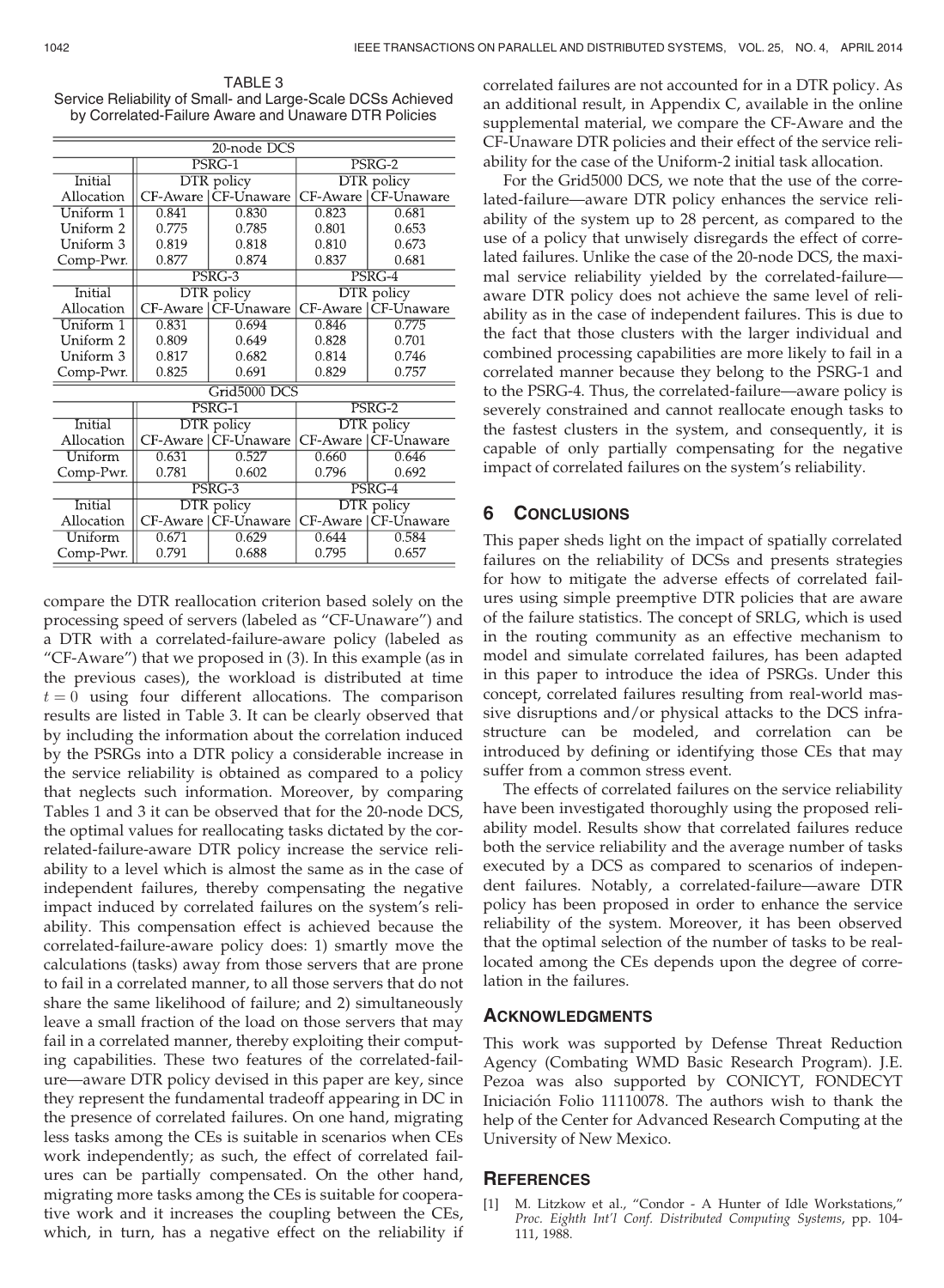TABLE 3
Service Reliability of Small- and Large-Scale DCSs Achieved by Correlated-Failure Aware and Unaware DTR Policies

| 20-node DCS | | | | |
|---|---|---|---|---|
| | PSRG-1 | | PSRG-2 | |
| Initial | DTR policy | | DTR policy | |
| Allocation | CF-Aware | CF-Unaware | CF-Aware | CF-Unaware |
| Uniform 1 | 0.841 | 0.830 | 0.823 | 0.681 |
| Uniform 2 | 0.775 | 0.785 | 0.801 | 0.653 |
| Uniform 3 | 0.819 | 0.818 | 0.810 | 0.673 |
| Comp-Pwr. | 0.877 | 0.874 | 0.837 | 0.681 |
| | PSRG-3 | | PSRG-4 | |
| Initial | DTR policy | | DTR policy | |
| Allocation | CF-Aware | CF-Unaware | CF-Aware | CF-Unaware |
| Uniform 1 | 0.831 | 0.694 | 0.846 | 0.775 |
| Uniform 2 | 0.809 | 0.649 | 0.828 | 0.701 |
| Uniform 3 | 0.817 | 0.682 | 0.814 | 0.746 |
| Comp-Pwr. | 0.825 | 0.691 | 0.829 | 0.757 |
| **Grid5000 DCS** | | | | |
| | PSRG-1 | | PSRG-2 | |
| Initial | DTR policy | | DTR policy | |
| Allocation | CF-Aware | CF-Unaware | CF-Aware | CF-Unaware |
| Uniform | 0.631 | 0.527 | 0.660 | 0.646 |
| Comp-Pwr. | 0.781 | 0.602 | 0.796 | 0.692 |
| | PSRG-3 | | PSRG-4 | |
| Initial | DTR policy | | DTR policy | |
| Allocation | CF-Aware | CF-Unaware | CF-Aware | CF-Unaware |
| Uniform | 0.671 | 0.629 | 0.644 | 0.584 |
| Comp-Pwr. | 0.791 | 0.688 | 0.795 | 0.657 |

compare the DTR reallocation criterion based solely on the processing speed of servers (labeled as "CF-Unaware") and a DTR with a correlated-failure-aware policy (labeled as "CF-Aware") that we proposed in (3). In this example (as in the previous cases), the workload is distributed at time $t = 0$ using four different allocations. The comparison results are listed in Table 3. It can be clearly observed that by including the information about the correlation induced by the PSRGs into a DTR policy a considerable increase in the service reliability is obtained as compared to a policy that neglects such information. Moreover, by comparing Tables 1 and 3 it can be observed that for the 20-node DCS, the optimal values for reallocating tasks dictated by the correlated-failure-aware DTR policy increase the service reliability to a level which is almost the same as in the case of independent failures, thereby compensating the negative impact induced by correlated failures on the system's reliability. This compensation effect is achieved because the correlated-failure-aware policy does: 1) smartly move the calculations (tasks) away from those servers that are prone to fail in a correlated manner, to all those servers that do not share the same likelihood of failure; and 2) simultaneously leave a small fraction of the load on those servers that may fail in a correlated manner, thereby exploiting their computing capabilities. These two features of the correlated-failure—aware DTR policy devised in this paper are key, since they represent the fundamental tradeoff appearing in DC in the presence of correlated failures. On one hand, migrating less tasks among the CEs is suitable in scenarios when CEs work independently; as such, the effect of correlated failures can be partially compensated. On the other hand, migrating more tasks among the CEs is suitable for cooperative work and it increases the coupling between the CEs, which, in turn, has a negative effect on the reliability if correlated failures are not accounted for in a DTR policy. As an additional result, in Appendix C, available in the online supplemental material, we compare the CF-Aware and the CF-Unaware DTR policies and their effect of the service reliability for the case of the Uniform-2 initial task allocation.

For the Grid5000 DCS, we note that the use of the correlated-failure—aware DTR policy enhances the service reliability of the system up to 28 percent, as compared to the use of a policy that unwisely disregards the effect of correlated failures. Unlike the case of the 20-node DCS, the maximal service reliability yielded by the correlated-failure—aware DTR policy does not achieve the same level of reliability as in the case of independent failures. This is due to the fact that those clusters with the larger individual and combined processing capabilities are more likely to fail in a correlated manner because they belong to the PSRG-1 and to the PSRG-4. Thus, the correlated-failure—aware policy is severely constrained and cannot reallocate enough tasks to the fastest clusters in the system, and consequently, it is capable of only partially compensating for the negative impact of correlated failures on the system's reliability.

## 6 Conclusions

This paper sheds light on the impact of spatially correlated failures on the reliability of DCSs and presents strategies for how to mitigate the adverse effects of correlated failures using simple preemptive DTR policies that are aware of the failure statistics. The concept of SRLG, which is used in the routing community as an effective mechanism to model and simulate correlated failures, has been adapted in this paper to introduce the idea of PSRGs. Under this concept, correlated failures resulting from real-world massive disruptions and/or physical attacks to the DCS infrastructure can be modeled, and correlation can be introduced by defining or identifying those CEs that may suffer from a common stress event.

The effects of correlated failures on the service reliability have been investigated thoroughly using the proposed reliability model. Results show that correlated failures reduce both the service reliability and the average number of tasks executed by a DCS as compared to scenarios of independent failures. Notably, a correlated-failure—aware DTR policy has been proposed in order to enhance the service reliability of the system. Moreover, it has been observed that the optimal selection of the number of tasks to be reallocated among the CEs depends upon the degree of correlation in the failures.

## Acknowledgments

This work was supported by Defense Threat Reduction Agency (Combating WMD Basic Research Program). J.E. Pezoa was also supported by CONICYT, FONDECYT Iniciación Folio 11110078. The authors wish to thank the help of the Center for Advanced Research Computing at the University of New Mexico.

## References

[1] M. Litzkow et al., "Condor - A Hunter of Idle Workstations," *Proc. Eighth Int'l Conf. Distributed Computing Systems*, pp. 104-111, 1988.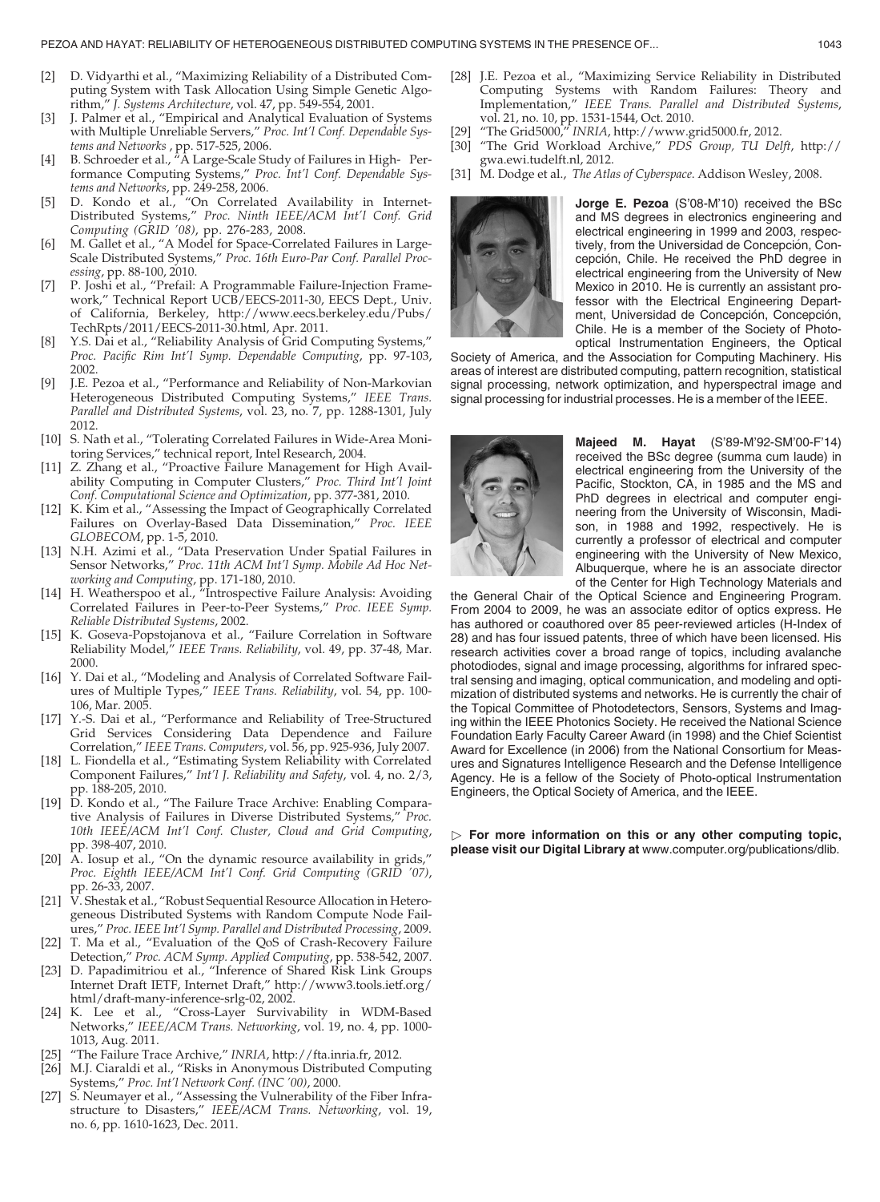[2] D. Vidyarthi et al., "Maximizing Reliability of a Distributed Computing System with Task Allocation Using Simple Genetic Algorithm," *J. Systems Architecture*, vol. 47, pp. 549-554, 2001.

[3] J. Palmer et al., "Empirical and Analytical Evaluation of Systems with Multiple Unreliable Servers," *Proc. Int'l Conf. Dependable Systems and Networks* , pp. 517-525, 2006.

[4] B. Schroeder et al., "A Large-Scale Study of Failures in High- Performance Computing Systems," *Proc. Int'l Conf. Dependable Systems and Networks*, pp. 249-258, 2006.

[5] D. Kondo et al., "On Correlated Availability in Internet-Distributed Systems," *Proc. Ninth IEEE/ACM Int'l Conf. Grid Computing (GRID '08)*, pp. 276-283, 2008.

[6] M. Gallet et al., "A Model for Space-Correlated Failures in Large-Scale Distributed Systems," *Proc. 16th Euro-Par Conf. Parallel Processing*, pp. 88-100, 2010.

[7] P. Joshi et al., "Prefail: A Programmable Failure-Injection Framework," Technical Report UCB/EECS-2011-30, EECS Dept., Univ. of California, Berkeley, http://www.eecs.berkeley.edu/Pubs/TechRpts/2011/EECS-2011-30.html, Apr. 2011.

[8] Y.S. Dai et al., "Reliability Analysis of Grid Computing Systems," *Proc. Pacific Rim Int'l Symp. Dependable Computing*, pp. 97-103, 2002.

[9] J.E. Pezoa et al., "Performance and Reliability of Non-Markovian Heterogeneous Distributed Computing Systems," *IEEE Trans. Parallel and Distributed Systems*, vol. 23, no. 7, pp. 1288-1301, July 2012.

[10] S. Nath et al., "Tolerating Correlated Failures in Wide-Area Monitoring Services," technical report, Intel Research, 2004.

[11] Z. Zhang et al., "Proactive Failure Management for High Availability Computing in Computer Clusters," *Proc. Third Int'l Joint Conf. Computational Science and Optimization*, pp. 377-381, 2010.

[12] K. Kim et al., "Assessing the Impact of Geographically Correlated Failures on Overlay-Based Data Dissemination," *Proc. IEEE GLOBECOM*, pp. 1-5, 2010.

[13] N.H. Azimi et al., "Data Preservation Under Spatial Failures in Sensor Networks," *Proc. 11th ACM Int'l Symp. Mobile Ad Hoc Networking and Computing*, pp. 171-180, 2010.

[14] H. Weatherspoo et al., "Introspective Failure Analysis: Avoiding Correlated Failures in Peer-to-Peer Systems," *Proc. IEEE Symp. Reliable Distributed Systems*, 2002.

[15] K. Goseva-Popstojanova et al., "Failure Correlation in Software Reliability Model," *IEEE Trans. Reliability*, vol. 49, pp. 37-48, Mar. 2000.

[16] Y. Dai et al., "Modeling and Analysis of Correlated Software Failures of Multiple Types," *IEEE Trans. Reliability*, vol. 54, pp. 100-106, Mar. 2005.

[17] Y.-S. Dai et al., "Performance and Reliability of Tree-Structured Grid Services Considering Data Dependence and Failure Correlation," *IEEE Trans. Computers*, vol. 56, pp. 925-936, July 2007.

[18] L. Fiondella et al., "Estimating System Reliability with Correlated Component Failures," *Int'l J. Reliability and Safety*, vol. 4, no. 2/3, pp. 188-205, 2010.

[19] D. Kondo et al., "The Failure Trace Archive: Enabling Comparative Analysis of Failures in Diverse Distributed Systems," *Proc. 10th IEEE/ACM Int'l Conf. Cluster, Cloud and Grid Computing*, pp. 398-407, 2010.

[20] A. Iosup et al., "On the dynamic resource availability in grids," *Proc. Eighth IEEE/ACM Int'l Conf. Grid Computing (GRID '07)*, pp. 26-33, 2007.

[21] V. Shestak et al., "Robust Sequential Resource Allocation in Heterogeneous Distributed Systems with Random Compute Node Failures," *Proc. IEEE Int'l Symp. Parallel and Distributed Processing*, 2009.

[22] T. Ma et al., "Evaluation of the QoS of Crash-Recovery Failure Detection," *Proc. ACM Symp. Applied Computing*, pp. 538-542, 2007.

[23] D. Papadimitriou et al., "Inference of Shared Risk Link Groups Internet Draft IETF, Internet Draft," http://www3.tools.ietf.org/html/draft-many-inference-srlg-02, 2002.

[24] K. Lee et al., "Cross-Layer Survivability in WDM-Based Networks," *IEEE/ACM Trans. Networking*, vol. 19, no. 4, pp. 1000-1013, Aug. 2011.

[25] "The Failure Trace Archive," *INRIA*, http://fta.inria.fr, 2012.

[26] M.J. Ciaraldi et al., "Risks in Anonymous Distributed Computing Systems," *Proc. Int'l Network Conf. (INC '00)*, 2000.

[27] S. Neumayer et al., "Assessing the Vulnerability of the Fiber Infrastructure to Disasters," *IEEE/ACM Trans. Networking*, vol. 19, no. 6, pp. 1610-1623, Dec. 2011.

[28] J.E. Pezoa et al., "Maximizing Service Reliability in Distributed Computing Systems with Random Failures: Theory and Implementation," *IEEE Trans. Parallel and Distributed Systems*, vol. 21, no. 10, pp. 1531-1544, Oct. 2010.

[29] "The Grid5000," *INRIA*, http://www.grid5000.fr, 2012.

[30] "The Grid Workload Archive," *PDS Group, TU Delft*, http://gwa.ewi.tudelft.nl, 2012.

[31] M. Dodge et al., *The Atlas of Cyberspace*. Addison Wesley, 2008.

**Jorge E. Pezoa** (S'08-M'10) received the BSc and MS degrees in electronics engineering and electrical engineering in 1999 and 2003, respectively, from the Universidad de Concepción, Concepción, Chile. He received the PhD degree in electrical engineering from the University of New Mexico in 2010. He is currently an assistant professor with the Electrical Engineering Department, Universidad de Concepción, Concepción, Chile. He is a member of the Society of Photo-optical Instrumentation Engineers, the Optical Society of America, and the Association for Computing Machinery. His areas of interest are distributed computing, pattern recognition, statistical signal processing, network optimization, and hyperspectral image and signal processing for industrial processes. He is a member of the IEEE.

**Majeed M. Hayat** (S'89-M'92-SM'00-F'14) received the BSc degree (summa cum laude) in electrical engineering from the University of the Pacific, Stockton, CA, in 1985 and the MS and PhD degrees in electrical and computer engineering from the University of Wisconsin, Madison, in 1988 and 1992, respectively. He is currently a professor of electrical and computer engineering with the University of New Mexico, Albuquerque, where he is an associate director of the Center for High Technology Materials and the General Chair of the Optical Science and Engineering Program. From 2004 to 2009, he was an associate editor of optics express. He has authored or coauthored over 85 peer-reviewed articles (H-Index of 28) and has four issued patents, three of which have been licensed. His research activities cover a broad range of topics, including avalanche photodiodes, signal and image processing, algorithms for infrared spectral sensing and imaging, optical communication, and modeling and optimization of distributed systems and networks. He is currently the chair of the Topical Committee of Photodetectors, Sensors, Systems and Imaging within the IEEE Photonics Society. He received the National Science Foundation Early Faculty Career Award (in 1998) and the Chief Scientist Award for Excellence (in 2006) from the National Consortium for Measures and Signatures Intelligence Research and the Defense Intelligence Agency. He is a fellow of the Society of Photo-optical Instrumentation Engineers, the Optical Society of America, and the IEEE.

▷ **For more information on this or any other computing topic, please visit our Digital Library at** www.computer.org/publications/dlib.